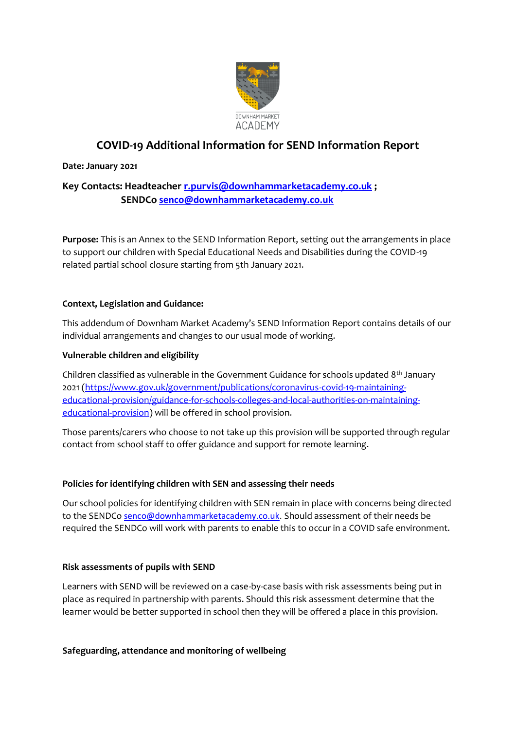DOWNHAM MARKET ACADEMY

# COVID-19 Additional Information for SEND Information Report

**Date: January 2021**

**Key Contacts: Headteacher [r.purvis@downhammarketacademy.co.uk](mailto:r.purvis@downhammarketacademy.co.uk) ;**
**SENDCo [senco@downhammarketacademy.co.uk](mailto:senco@downhammarketacademy.co.uk)**

**Purpose:** This is an Annex to the SEND Information Report, setting out the arrangements in place to support our children with Special Educational Needs and Disabilities during the COVID-19 related partial school closure starting from 5th January 2021.

**Context, Legislation and Guidance:**

This addendum of Downham Market Academy's SEND Information Report contains details of our individual arrangements and changes to our usual mode of working.

**Vulnerable children and eligibility**

Children classified as vulnerable in the Government Guidance for schools updated 8th January 2021 ([https://www.gov.uk/government/publications/coronavirus-covid-19-maintaining-educational-provision/guidance-for-schools-colleges-and-local-authorities-on-maintaining-educational-provision](https://www.gov.uk/government/publications/coronavirus-covid-19-maintaining-educational-provision/guidance-for-schools-colleges-and-local-authorities-on-maintaining-educational-provision)) will be offered in school provision.

Those parents/carers who choose to not take up this provision will be supported through regular contact from school staff to offer guidance and support for remote learning.

**Policies for identifying children with SEN and assessing their needs**

Our school policies for identifying children with SEN remain in place with concerns being directed to the SENDCo [senco@downhammarketacademy.co.uk](mailto:senco@downhammarketacademy.co.uk). Should assessment of their needs be required the SENDCo will work with parents to enable this to occur in a COVID safe environment.

**Risk assessments of pupils with SEND**

Learners with SEND will be reviewed on a case-by-case basis with risk assessments being put in place as required in partnership with parents. Should this risk assessment determine that the learner would be better supported in school then they will be offered a place in this provision.

**Safeguarding, attendance and monitoring of wellbeing**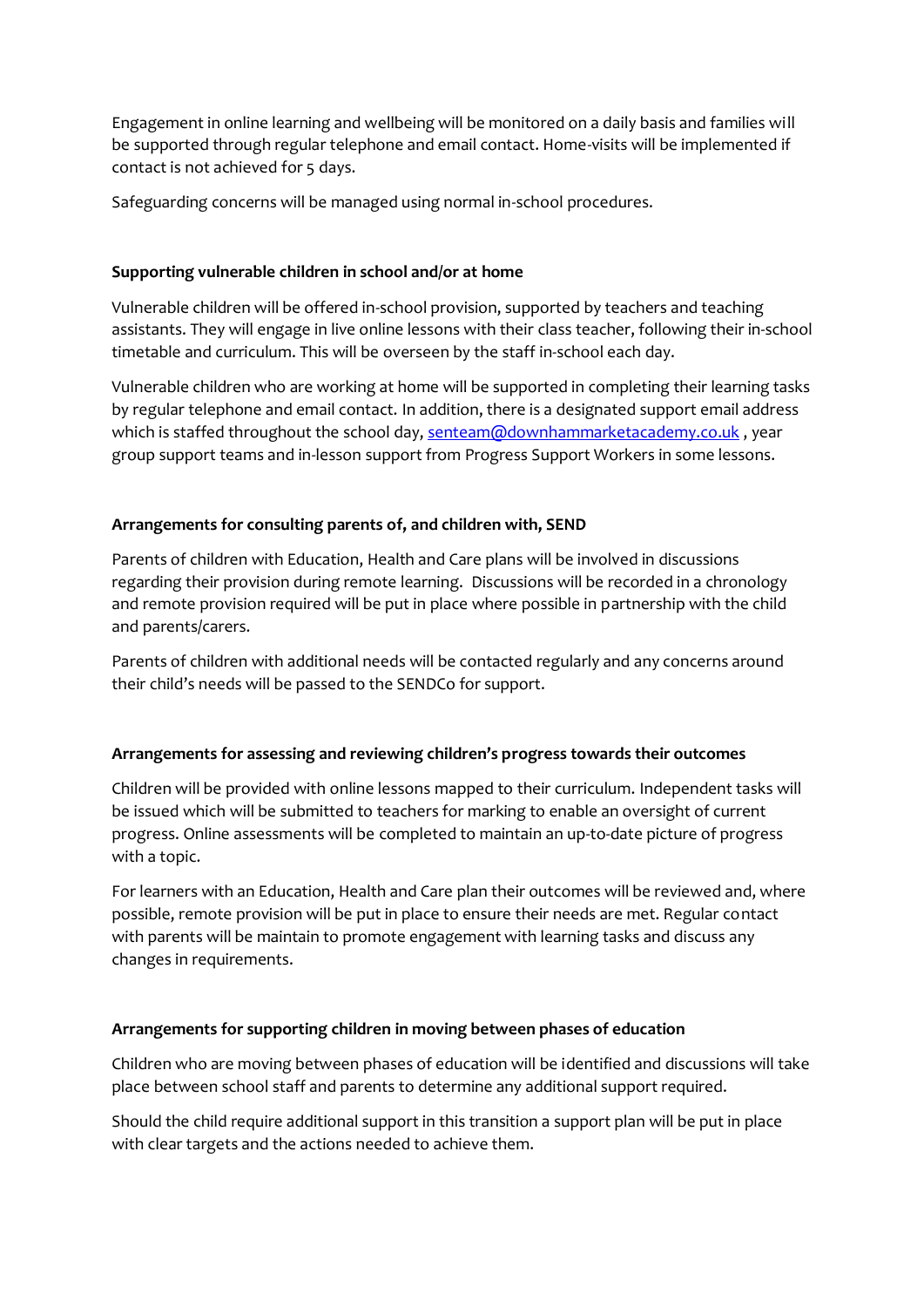Engagement in online learning and wellbeing will be monitored on a daily basis and families will be supported through regular telephone and email contact. Home-visits will be implemented if contact is not achieved for 5 days.

Safeguarding concerns will be managed using normal in-school procedures.

**Supporting vulnerable children in school and/or at home**

Vulnerable children will be offered in-school provision, supported by teachers and teaching assistants. They will engage in live online lessons with their class teacher, following their in-school timetable and curriculum. This will be overseen by the staff in-school each day.

Vulnerable children who are working at home will be supported in completing their learning tasks by regular telephone and email contact. In addition, there is a designated support email address which is staffed throughout the school day, senteam@downhammarketacademy.co.uk , year group support teams and in-lesson support from Progress Support Workers in some lessons.

**Arrangements for consulting parents of, and children with, SEND**

Parents of children with Education, Health and Care plans will be involved in discussions regarding their provision during remote learning. Discussions will be recorded in a chronology and remote provision required will be put in place where possible in partnership with the child and parents/carers.

Parents of children with additional needs will be contacted regularly and any concerns around their child's needs will be passed to the SENDCo for support.

**Arrangements for assessing and reviewing children's progress towards their outcomes**

Children will be provided with online lessons mapped to their curriculum. Independent tasks will be issued which will be submitted to teachers for marking to enable an oversight of current progress. Online assessments will be completed to maintain an up-to-date picture of progress with a topic.

For learners with an Education, Health and Care plan their outcomes will be reviewed and, where possible, remote provision will be put in place to ensure their needs are met. Regular contact with parents will be maintain to promote engagement with learning tasks and discuss any changes in requirements.

**Arrangements for supporting children in moving between phases of education**

Children who are moving between phases of education will be identified and discussions will take place between school staff and parents to determine any additional support required.

Should the child require additional support in this transition a support plan will be put in place with clear targets and the actions needed to achieve them.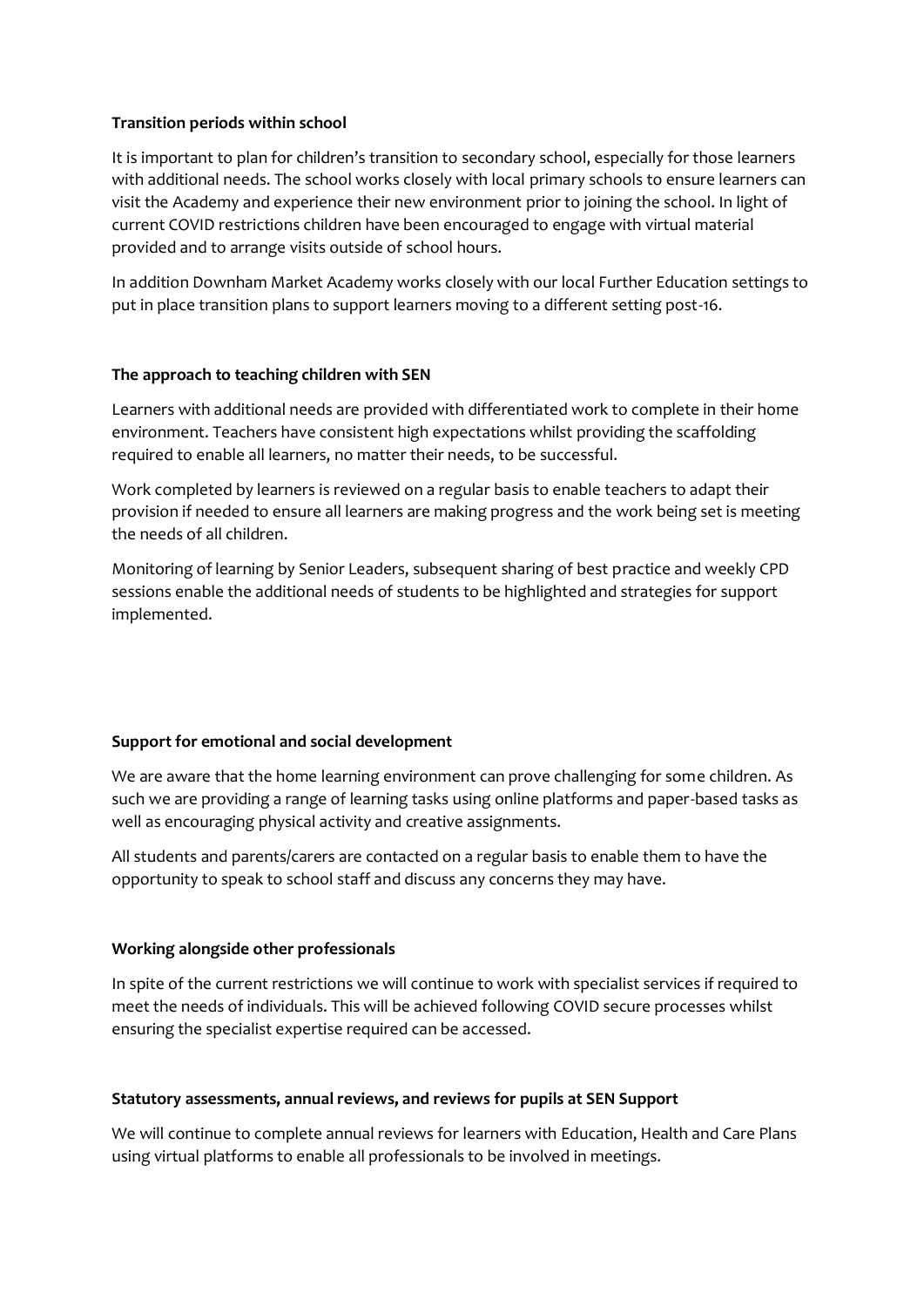**Transition periods within school**

It is important to plan for children's transition to secondary school, especially for those learners with additional needs. The school works closely with local primary schools to ensure learners can visit the Academy and experience their new environment prior to joining the school. In light of current COVID restrictions children have been encouraged to engage with virtual material provided and to arrange visits outside of school hours.

In addition Downham Market Academy works closely with our local Further Education settings to put in place transition plans to support learners moving to a different setting post-16.

**The approach to teaching children with SEN**

Learners with additional needs are provided with differentiated work to complete in their home environment. Teachers have consistent high expectations whilst providing the scaffolding required to enable all learners, no matter their needs, to be successful.

Work completed by learners is reviewed on a regular basis to enable teachers to adapt their provision if needed to ensure all learners are making progress and the work being set is meeting the needs of all children.

Monitoring of learning by Senior Leaders, subsequent sharing of best practice and weekly CPD sessions enable the additional needs of students to be highlighted and strategies for support implemented.

**Support for emotional and social development**

We are aware that the home learning environment can prove challenging for some children. As such we are providing a range of learning tasks using online platforms and paper-based tasks as well as encouraging physical activity and creative assignments.

All students and parents/carers are contacted on a regular basis to enable them to have the opportunity to speak to school staff and discuss any concerns they may have.

**Working alongside other professionals**

In spite of the current restrictions we will continue to work with specialist services if required to meet the needs of individuals. This will be achieved following COVID secure processes whilst ensuring the specialist expertise required can be accessed.

**Statutory assessments, annual reviews, and reviews for pupils at SEN Support**

We will continue to complete annual reviews for learners with Education, Health and Care Plans using virtual platforms to enable all professionals to be involved in meetings.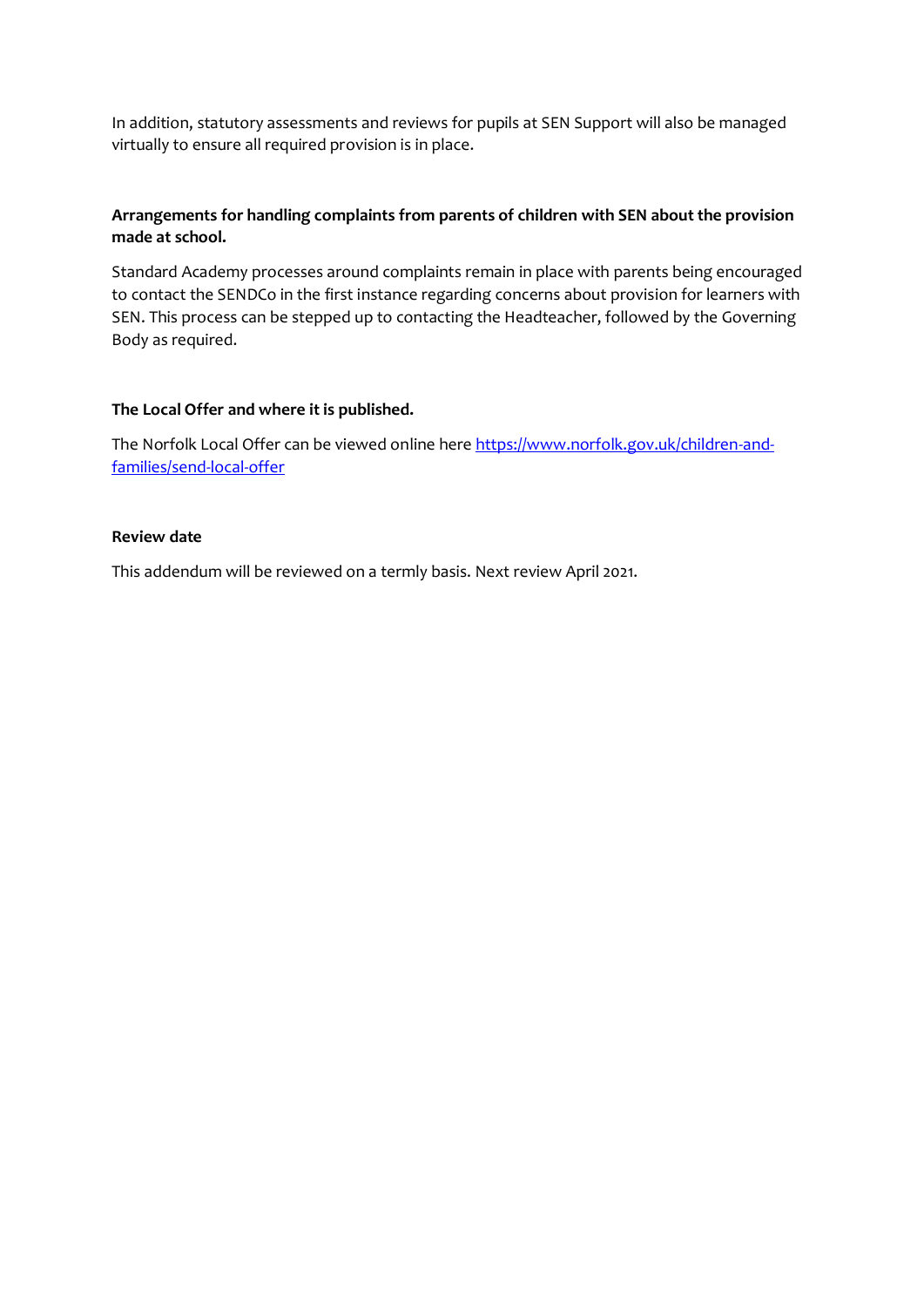In addition, statutory assessments and reviews for pupils at SEN Support will also be managed virtually to ensure all required provision is in place.

**Arrangements for handling complaints from parents of children with SEN about the provision made at school.**

Standard Academy processes around complaints remain in place with parents being encouraged to contact the SENDCo in the first instance regarding concerns about provision for learners with SEN. This process can be stepped up to contacting the Headteacher, followed by the Governing Body as required.

**The Local Offer and where it is published.**

The Norfolk Local Offer can be viewed online here [https://www.norfolk.gov.uk/children-and-families/send-local-offer](https://www.norfolk.gov.uk/children-and-families/send-local-offer)

**Review date**

This addendum will be reviewed on a termly basis. Next review April 2021.